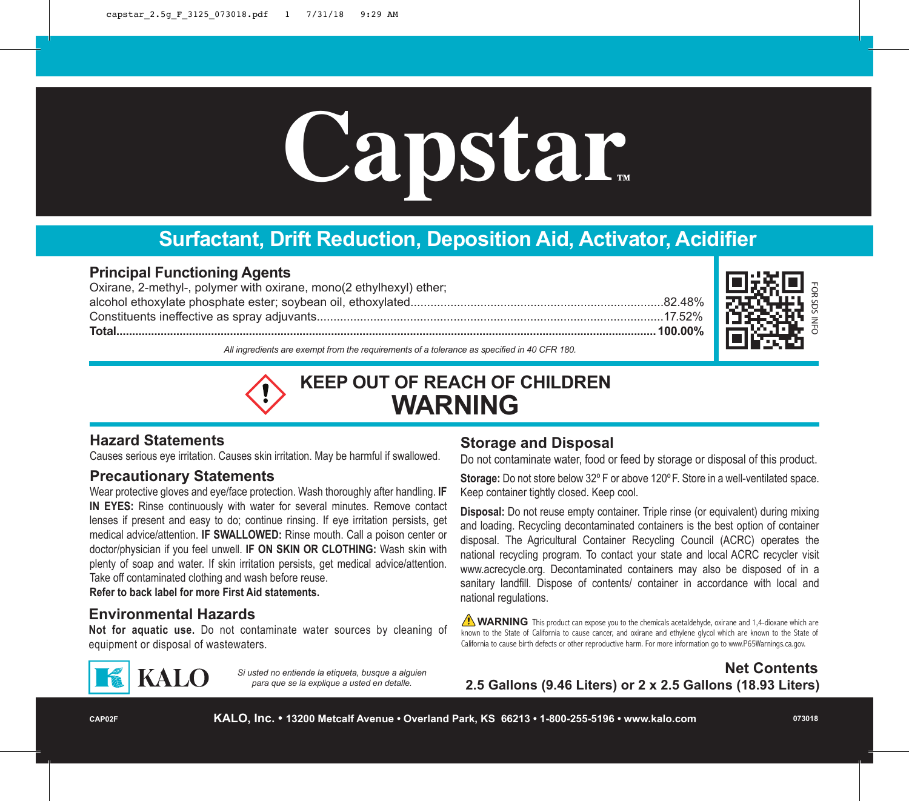# Capstar™

## Surfactant, Drift Reduction, Deposition Aid, Activator, Acidifier

### Principal Functioning Agents

| | |
|---|---|
| Oxirane, 2-methyl-, polymer with oxirane, mono(2 ethylhexyl) ether; alcohol ethoxylate phosphate ester; soybean oil, ethoxylated | 82.48% |
| Constituents ineffective as spray adjuvants | 17.52% |
| **Total** | **100.00%** |

*All ingredients are exempt from the requirements of a tolerance as specified in 40 CFR 180.*

FOR SDS INFO

## KEEP OUT OF REACH OF CHILDREN

# WARNING

### Hazard Statements

Causes serious eye irritation. Causes skin irritation. May be harmful if swallowed.

### Precautionary Statements

Wear protective gloves and eye/face protection. Wash thoroughly after handling. **IF IN EYES:** Rinse continuously with water for several minutes. Remove contact lenses if present and easy to do; continue rinsing. If eye irritation persists, get medical advice/attention. **IF SWALLOWED:** Rinse mouth. Call a poison center or doctor/physician if you feel unwell. **IF ON SKIN OR CLOTHING:** Wash skin with plenty of soap and water. If skin irritation persists, get medical advice/attention. Take off contaminated clothing and wash before reuse.

**Refer to back label for more First Aid statements.**

### Environmental Hazards

**Not for aquatic use.** Do not contaminate water sources by cleaning of equipment or disposal of wastewaters.

### Storage and Disposal

Do not contaminate water, food or feed by storage or disposal of this product.

**Storage:** Do not store below 32º F or above 120º F. Store in a well-ventilated space. Keep container tightly closed. Keep cool.

**Disposal:** Do not reuse empty container. Triple rinse (or equivalent) during mixing and loading. Recycling decontaminated containers is the best option of container disposal. The Agricultural Container Recycling Council (ACRC) operates the national recycling program. To contact your state and local ACRC recycler visit www.acrecycle.org. Decontaminated containers may also be disposed of in a sanitary landfill. Dispose of contents/ container in accordance with local and national regulations.

**WARNING** This product can expose you to the chemicals acetaldehyde, oxirane and 1,4-dioxane which are known to the State of California to cause cancer, and oxirane and ethylene glycol which are known to the State of California to cause birth defects or other reproductive harm. For more information go to www.P65Warnings.ca.gov.

KALO

*Si usted no entiende la etiqueta, busque a alguien para que se la explique a usted en detalle.*

**Net Contents**
**2.5 Gallons (9.46 Liters) or 2 x 2.5 Gallons (18.93 Liters)**

CAP02F

**KALO, Inc. • 13200 Metcalf Avenue • Overland Park, KS 66213 • 1-800-255-5196 • www.kalo.com**

073018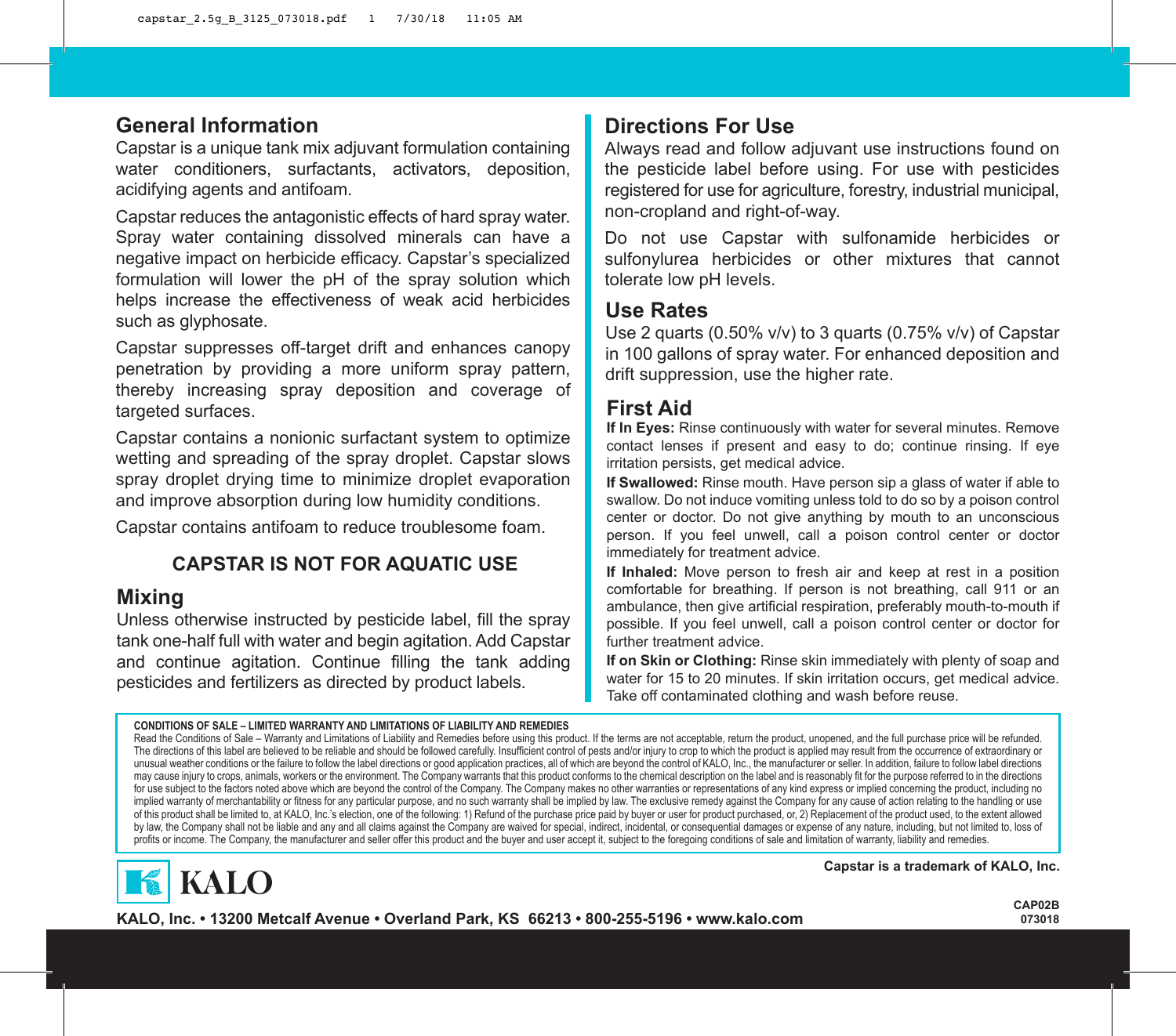## General Information

Capstar is a unique tank mix adjuvant formulation containing water conditioners, surfactants, activators, deposition, acidifying agents and antifoam.

Capstar reduces the antagonistic effects of hard spray water. Spray water containing dissolved minerals can have a negative impact on herbicide efficacy. Capstar's specialized formulation will lower the pH of the spray solution which helps increase the effectiveness of weak acid herbicides such as glyphosate.

Capstar suppresses off-target drift and enhances canopy penetration by providing a more uniform spray pattern, thereby increasing spray deposition and coverage of targeted surfaces.

Capstar contains a nonionic surfactant system to optimize wetting and spreading of the spray droplet. Capstar slows spray droplet drying time to minimize droplet evaporation and improve absorption during low humidity conditions.

Capstar contains antifoam to reduce troublesome foam.

**CAPSTAR IS NOT FOR AQUATIC USE**

## Mixing

Unless otherwise instructed by pesticide label, fill the spray tank one-half full with water and begin agitation. Add Capstar and continue agitation. Continue filling the tank adding pesticides and fertilizers as directed by product labels.

## Directions For Use

Always read and follow adjuvant use instructions found on the pesticide label before using. For use with pesticides registered for use for agriculture, forestry, industrial municipal, non-cropland and right-of-way.

Do not use Capstar with sulfonamide herbicides or sulfonylurea herbicides or other mixtures that cannot tolerate low pH levels.

## Use Rates

Use 2 quarts (0.50% v/v) to 3 quarts (0.75% v/v) of Capstar in 100 gallons of spray water. For enhanced deposition and drift suppression, use the higher rate.

## First Aid

**If In Eyes:** Rinse continuously with water for several minutes. Remove contact lenses if present and easy to do; continue rinsing. If eye irritation persists, get medical advice.

**If Swallowed:** Rinse mouth. Have person sip a glass of water if able to swallow. Do not induce vomiting unless told to do so by a poison control center or doctor. Do not give anything by mouth to an unconscious person. If you feel unwell, call a poison control center or doctor immediately for treatment advice.

**If Inhaled:** Move person to fresh air and keep at rest in a position comfortable for breathing. If person is not breathing, call 911 or an ambulance, then give artificial respiration, preferably mouth-to-mouth if possible. If you feel unwell, call a poison control center or doctor for further treatment advice.

**If on Skin or Clothing:** Rinse skin immediately with plenty of soap and water for 15 to 20 minutes. If skin irritation occurs, get medical advice. Take off contaminated clothing and wash before reuse.

**CONDITIONS OF SALE – LIMITED WARRANTY AND LIMITATIONS OF LIABILITY AND REMEDIES**

Read the Conditions of Sale – Warranty and Limitations of Liability and Remedies before using this product. If the terms are not acceptable, return the product, unopened, and the full purchase price will be refunded. The directions of this label are believed to be reliable and should be followed carefully. Insufficient control of pests and/or injury to crop to which the product is applied may result from the occurrence of extraordinary or unusual weather conditions or the failure to follow the label directions or good application practices, all of which are beyond the control of KALO, Inc., the manufacturer or seller. In addition, failure to follow label directions may cause injury to crops, animals, workers or the environment. The Company warrants that this product conforms to the chemical description on the label and is reasonably fit for the purpose referred to in the directions for use subject to the factors noted above which are beyond the control of the Company. The Company makes no other warranties or representations of any kind express or implied concerning the product, including no implied warranty of merchantability or fitness for any particular purpose, and no such warranty shall be implied by law. The exclusive remedy against the Company for any cause of action relating to the handling or use of this product shall be limited to, at KALO, Inc.'s election, one of the following: 1) Refund of the purchase price paid by buyer or user for product purchased, or, 2) Replacement of the product used, to the extent allowed by law, the Company shall not be liable and any and all claims against the Company are waived for special, indirect, incidental, or consequential damages or expense of any nature, including, but not limited to, loss of profits or income. The Company, the manufacturer and seller offer this product and the buyer and user accept it, subject to the foregoing conditions of sale and limitation of warranty, liability and remedies.

KALO

**Capstar is a trademark of KALO, Inc.**

**KALO, Inc. • 13200 Metcalf Avenue • Overland Park, KS 66213 • 800-255-5196 • www.kalo.com**

**CAP02B**
**073018**